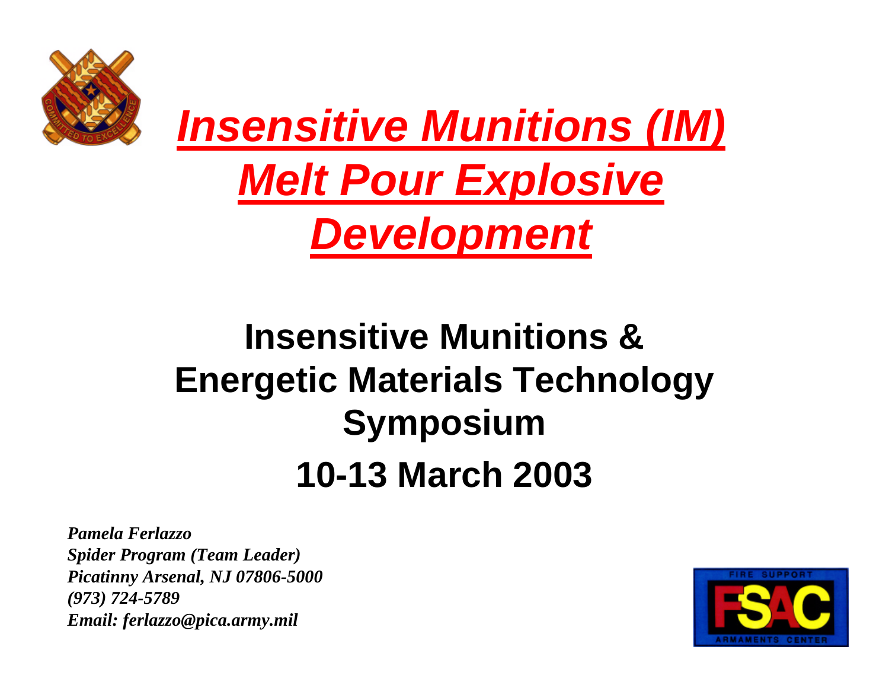# *Insensitive Munitions (IM) Melt Pour Explosive Development*

## Insensitive Munitions & Energetic Materials Technology Symposium

## 10-13 March 2003

***Pamela Ferlazzo***
***Spider Program (Team Leader)***
***Picatinny Arsenal, NJ 07806-5000***
***(973) 724-5789***
***Email: ferlazzo@pica.army.mil***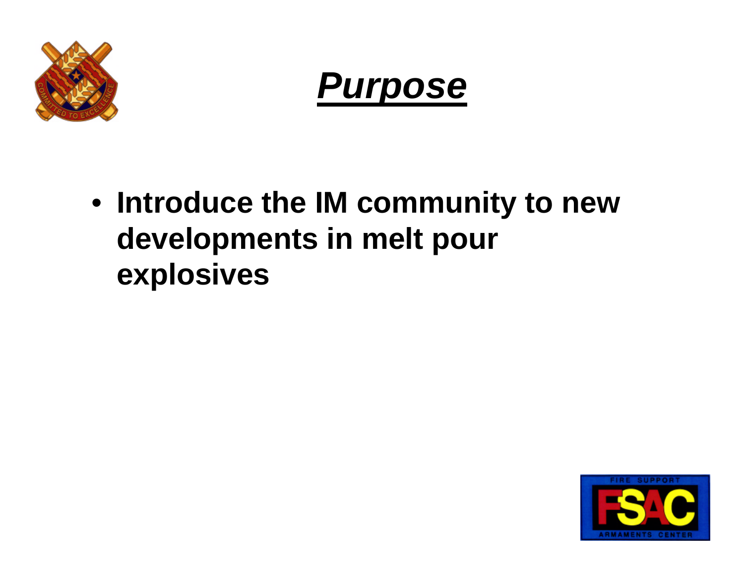# *Purpose*

- **Introduce the IM community to new developments in melt pour explosives**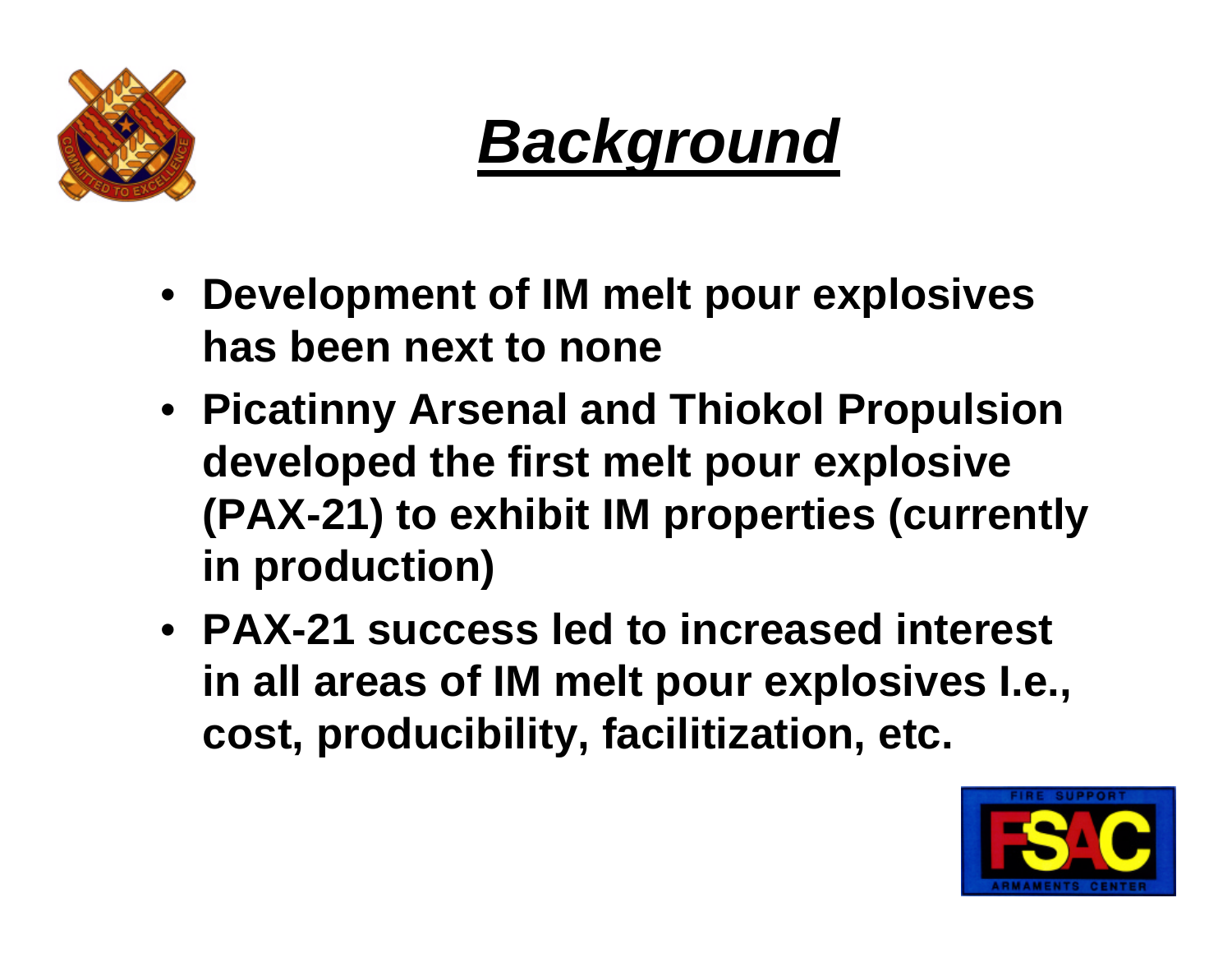# *Background*

- **Development of IM melt pour explosives has been next to none**
- **Picatinny Arsenal and Thiokol Propulsion developed the first melt pour explosive (PAX-21) to exhibit IM properties (currently in production)**
- **PAX-21 success led to increased interest in all areas of IM melt pour explosives I.e., cost, producibility, facilitization, etc.**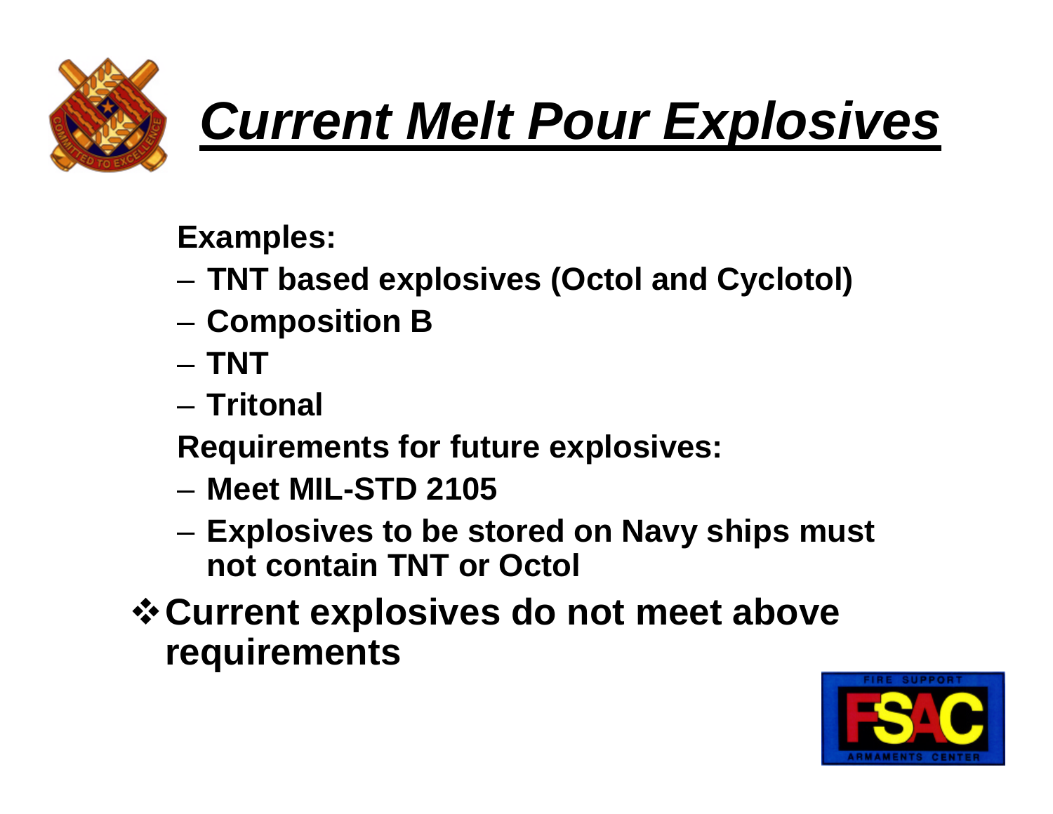# *Current Melt Pour Explosives*

**Examples:**

- **TNT based explosives (Octol and Cyclotol)**
- **Composition B**
- **TNT**
- **Tritonal**

**Requirements for future explosives:**

- **Meet MIL-STD 2105**
- **Explosives to be stored on Navy ships must not contain TNT or Octol**

❖ **Current explosives do not meet above requirements**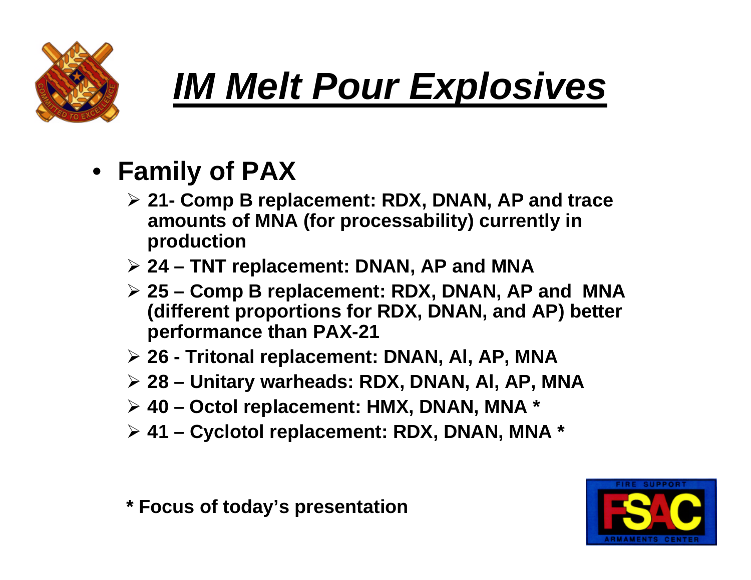# *IM Melt Pour Explosives*

- **Family of PAX**
  - **21- Comp B replacement: RDX, DNAN, AP and trace amounts of MNA (for processability) currently in production**
  - **24 – TNT replacement: DNAN, AP and MNA**
  - **25 – Comp B replacement: RDX, DNAN, AP and MNA (different proportions for RDX, DNAN, and AP) better performance than PAX-21**
  - **26 - Tritonal replacement: DNAN, Al, AP, MNA**
  - **28 – Unitary warheads: RDX, DNAN, Al, AP, MNA**
  - **40 – Octol replacement: HMX, DNAN, MNA ***
  - **41 – Cyclotol replacement: RDX, DNAN, MNA ***

**\* Focus of today's presentation**

FIRE SUPPORT FSAC ARMAMENTS CENTER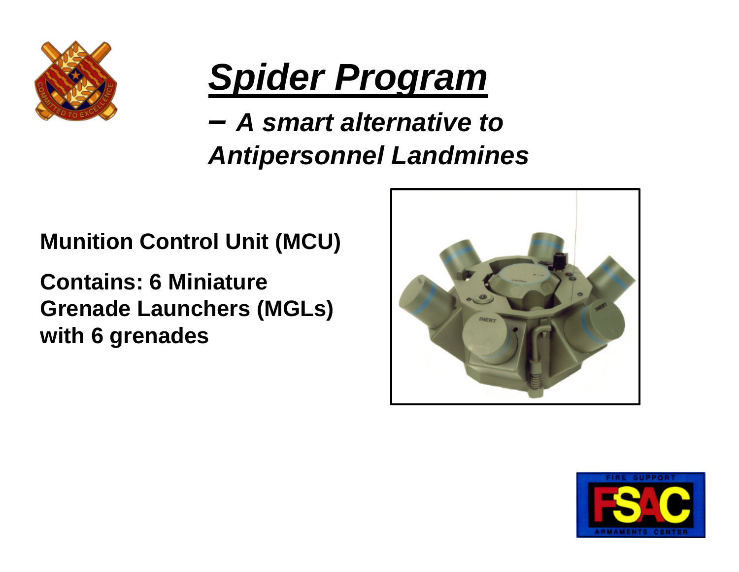# *Spider Program*

***– A smart alternative to Antipersonnel Landmines***

**Munition Control Unit (MCU)**

**Contains: 6 Miniature Grenade Launchers (MGLs) with 6 grenades**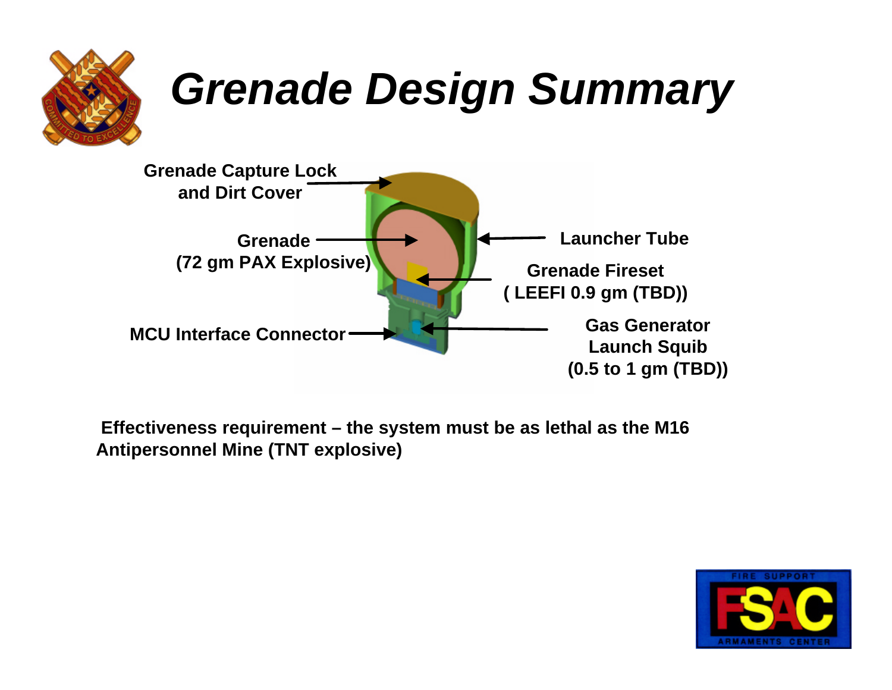# Grenade Design Summary

Grenade Capture Lock and Dirt Cover

Grenade (72 gm PAX Explosive)

MCU Interface Connector

Launcher Tube

Grenade Fireset ( LEEFI 0.9 gm (TBD))

Gas Generator Launch Squib (0.5 to 1 gm (TBD))

**Effectiveness requirement – the system must be as lethal as the M16 Antipersonnel Mine (TNT explosive)**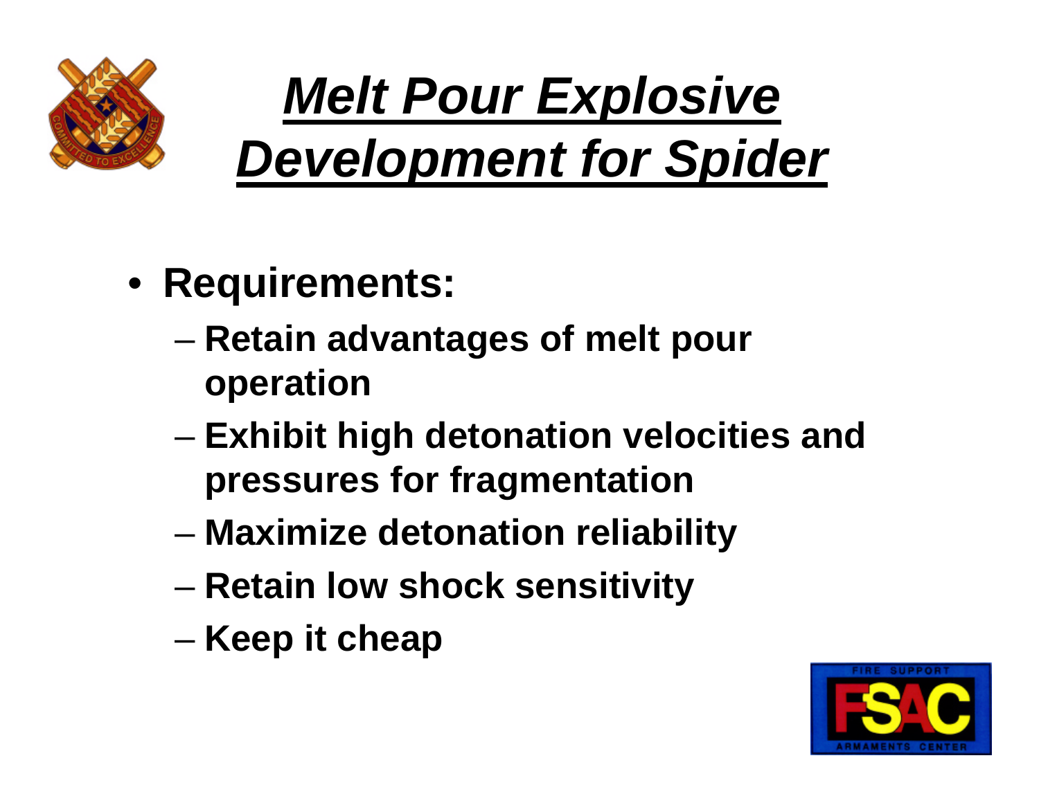# *Melt Pour Explosive Development for Spider*

- **Requirements:**
  - **Retain advantages of melt pour operation**
  - **Exhibit high detonation velocities and pressures for fragmentation**
  - **Maximize detonation reliability**
  - **Retain low shock sensitivity**
  - **Keep it cheap**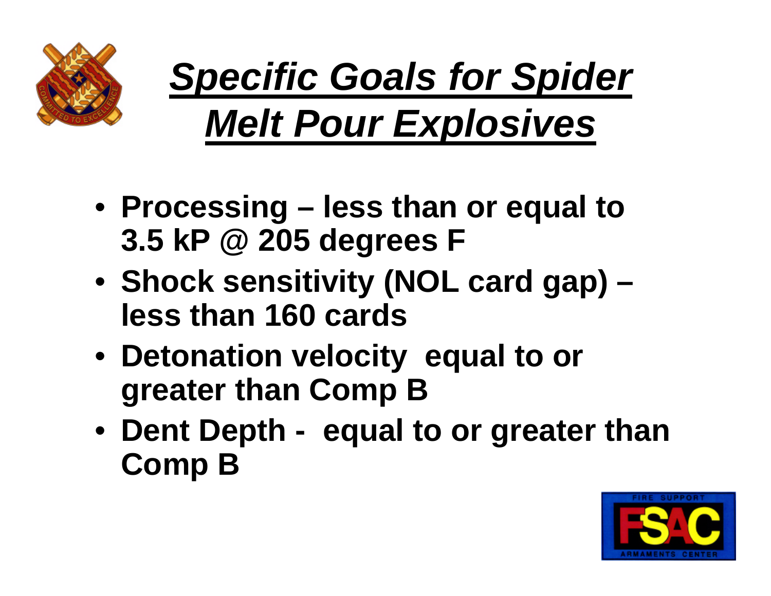# *Specific Goals for Spider Melt Pour Explosives*

- **Processing – less than or equal to 3.5 kP @ 205 degrees F**
- **Shock sensitivity (NOL card gap) – less than 160 cards**
- **Detonation velocity equal to or greater than Comp B**
- **Dent Depth - equal to or greater than Comp B**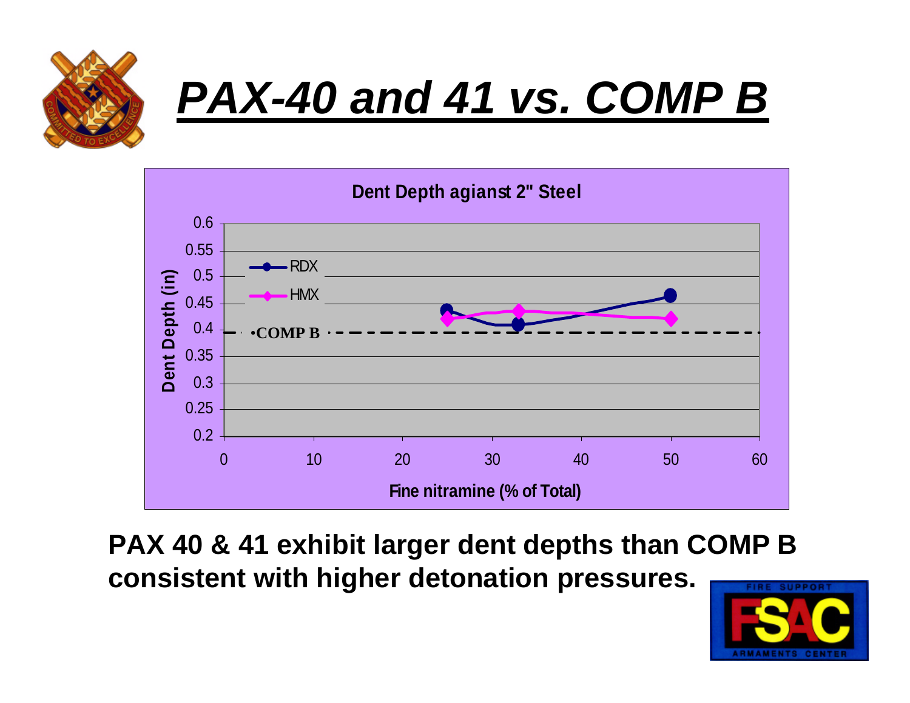# *PAX-40 and 41 vs. COMP B*

**Dent Depth agianst 2" Steel**

Dent Depth (in)

- RDX
- HMX
- •COMP B

Fine nitramine (% of Total)

**PAX 40 & 41 exhibit larger dent depths than COMP B consistent with higher detonation pressures.**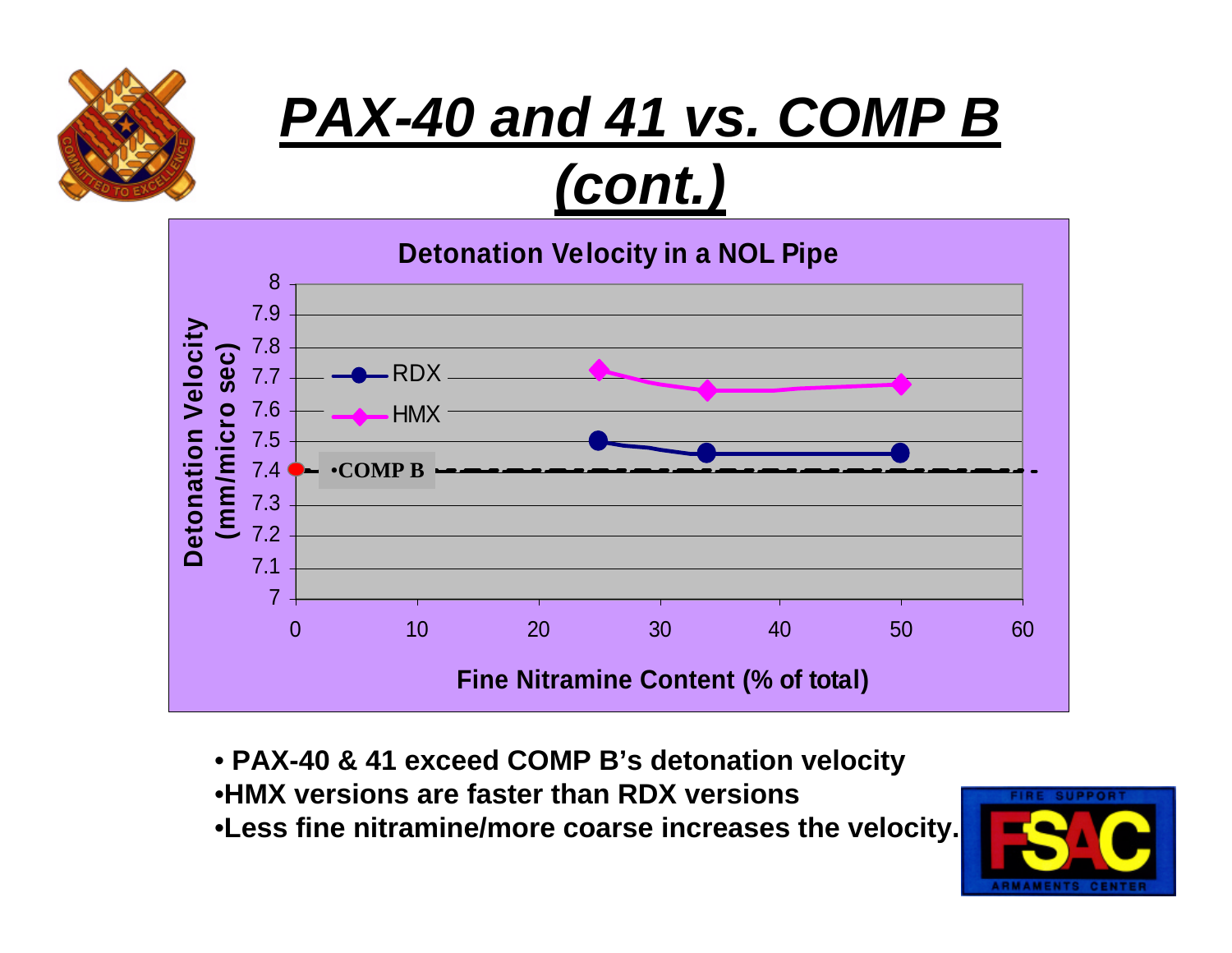# PAX-40 and 41 vs. COMP B (cont.)

**Detonation Velocity in a NOL Pipe**

- **PAX-40 & 41 exceed COMP B's detonation velocity**
- **HMX versions are faster than RDX versions**
- **Less fine nitramine/more coarse increases the velocity.**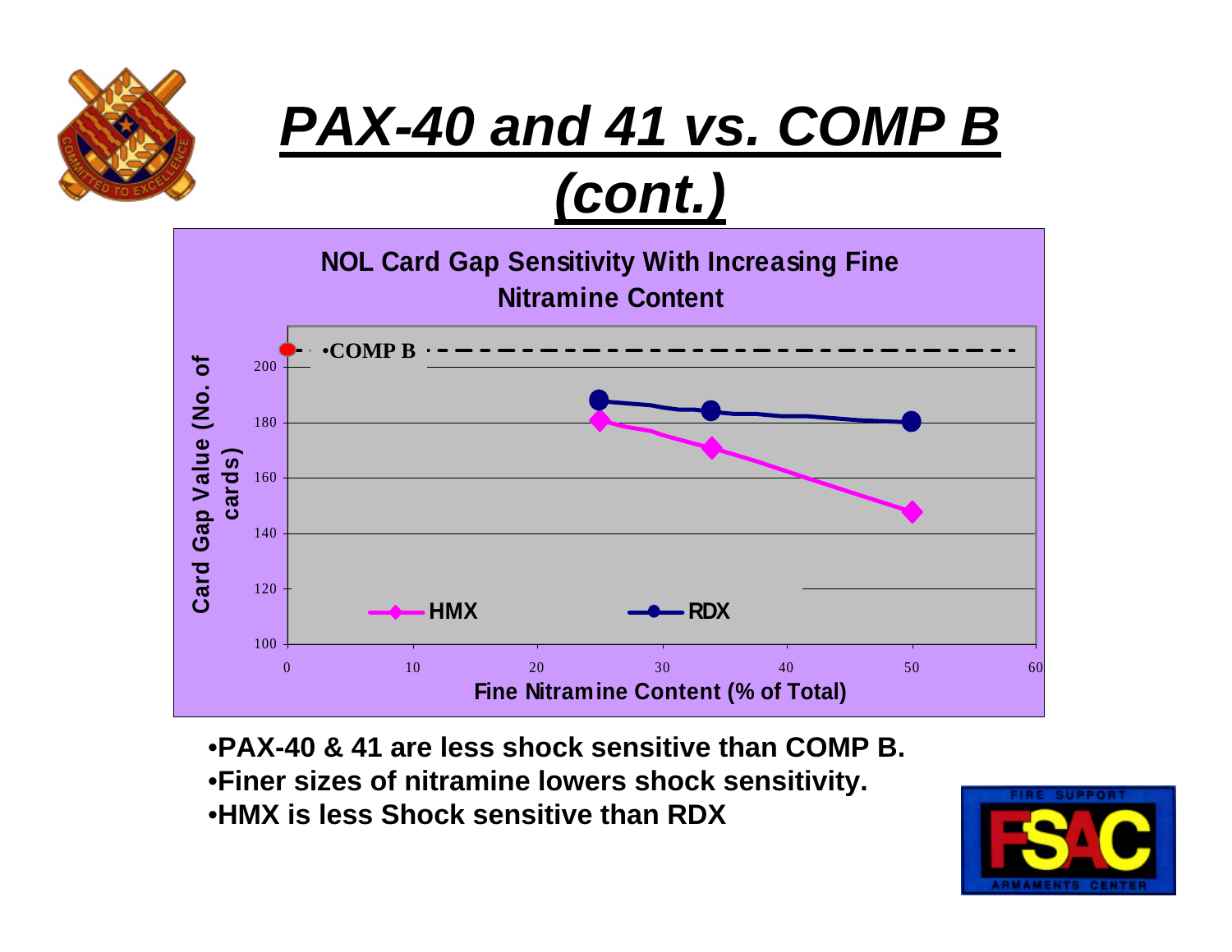# *PAX-40 and 41 vs. COMP B (cont.)*

**NOL Card Gap Sensitivity With Increasing Fine Nitramine Content**

- **PAX-40 & 41 are less shock sensitive than COMP B.**
- **Finer sizes of nitramine lowers shock sensitivity.**
- **HMX is less Shock sensitive than RDX**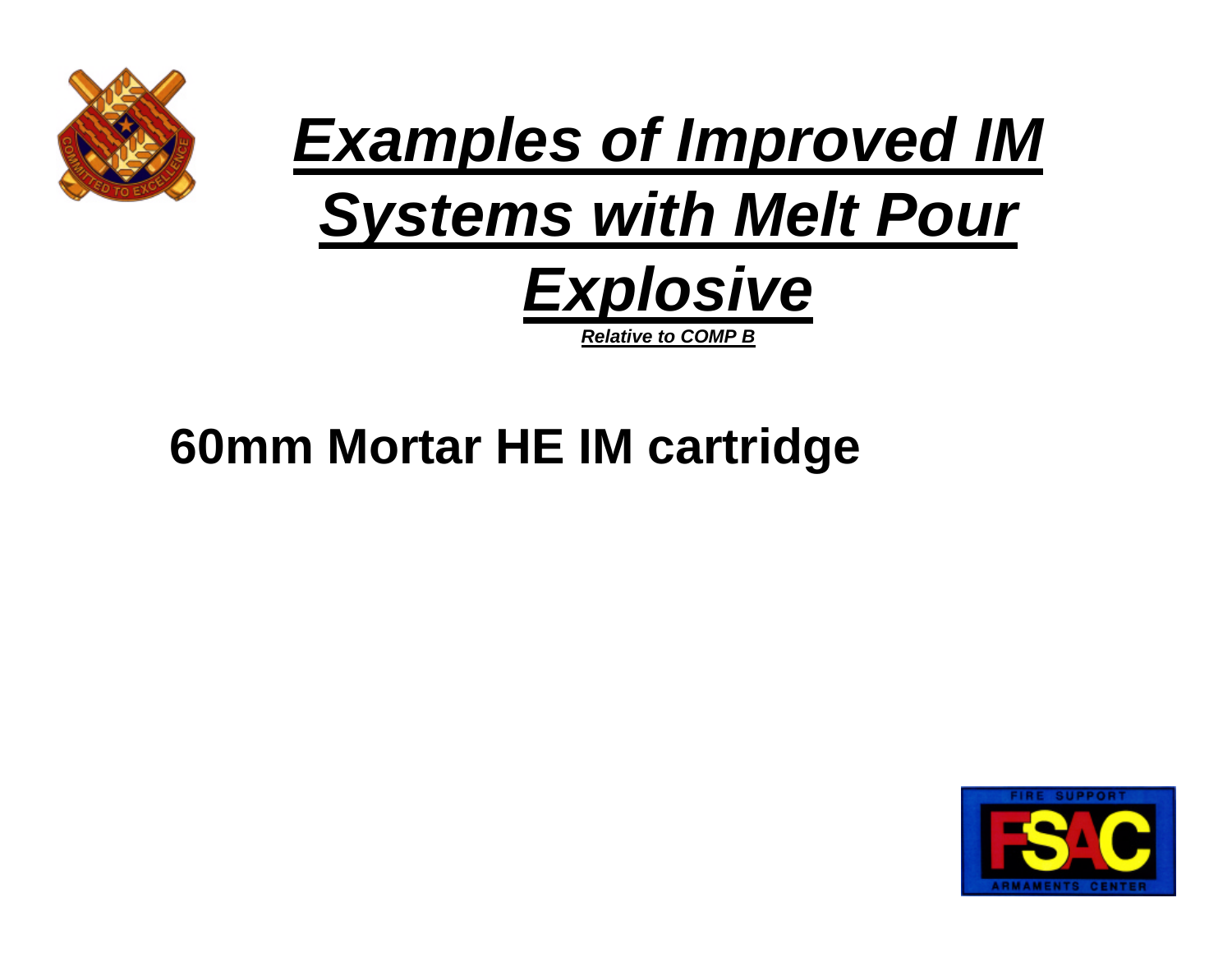# *Examples of Improved IM Systems with Melt Pour Explosive*

***Relative to COMP B***

**60mm Mortar HE IM cartridge**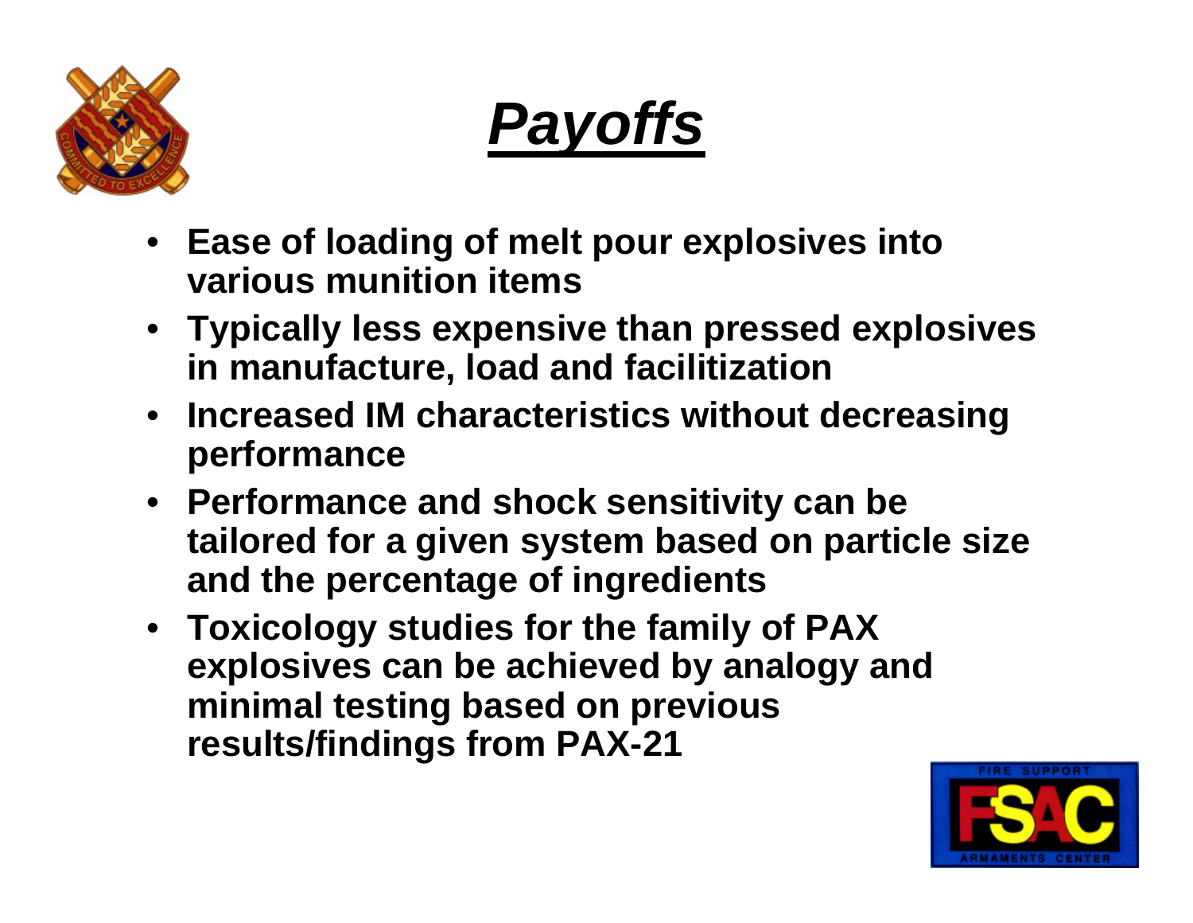# *Payoffs*

- **Ease of loading of melt pour explosives into various munition items**
- **Typically less expensive than pressed explosives in manufacture, load and facilitization**
- **Increased IM characteristics without decreasing performance**
- **Performance and shock sensitivity can be tailored for a given system based on particle size and the percentage of ingredients**
- **Toxicology studies for the family of PAX explosives can be achieved by analogy and minimal testing based on previous results/findings from PAX-21**